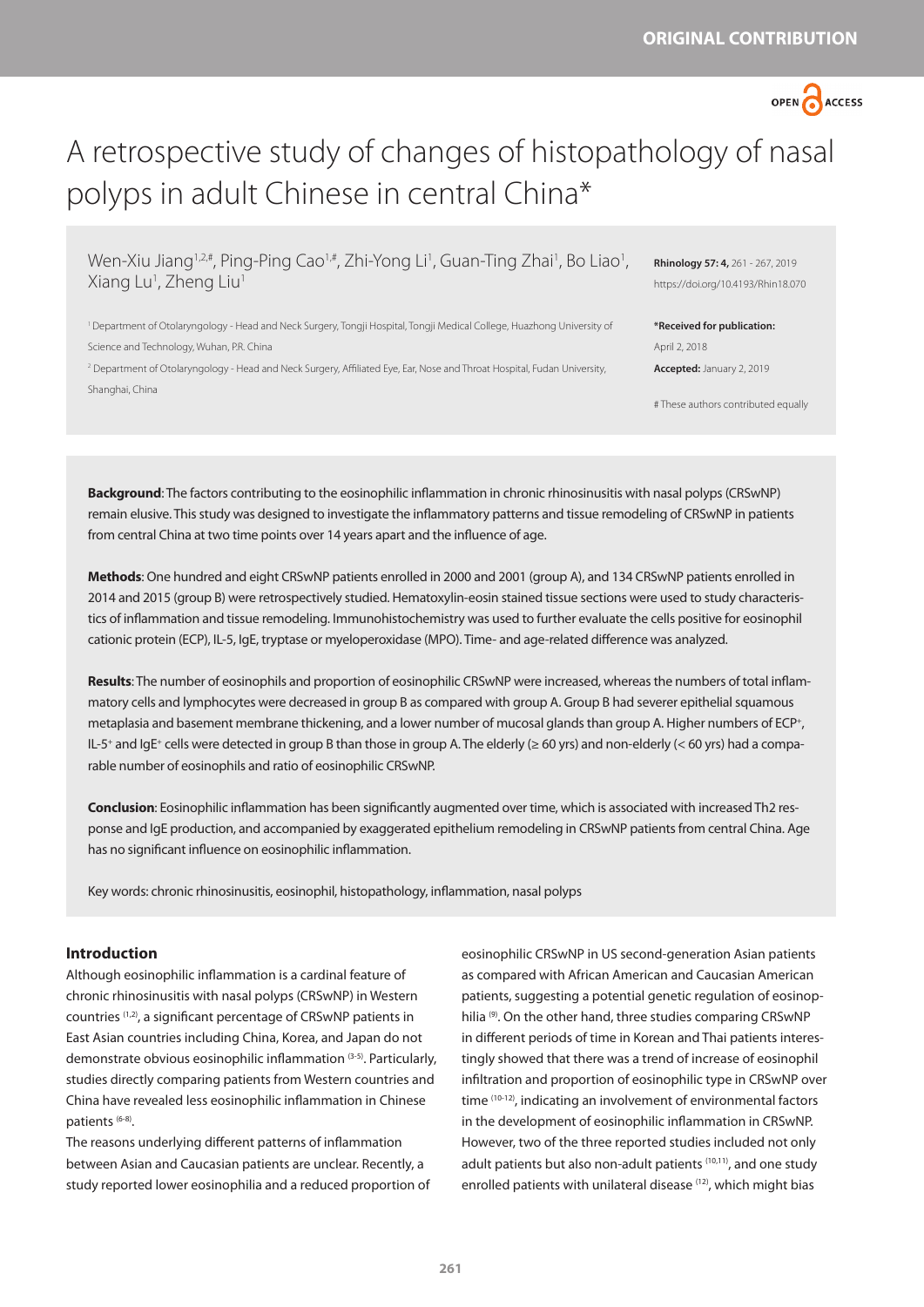ORIGINAL CONTRIBUTION

OPEN ACCESS

# A retrospective study of changes of histopathology of nasal polyps in adult Chinese in central China*

Wen-Xiu Jiang[1,2,#], Ping-Ping Cao[1,#], Zhi-Yong Li[1], Guan-Ting Zhai[1], Bo Liao[1], Xiang Lu[1], Zheng Liu[1]

[1] Department of Otolaryngology - Head and Neck Surgery, Tongji Hospital, Tongji Medical College, Huazhong University of Science and Technology, Wuhan, P.R. China

[2] Department of Otolaryngology - Head and Neck Surgery, Affiliated Eye, Ear, Nose and Throat Hospital, Fudan University, Shanghai, China

**Rhinology 57: 4,** 261 - 267, 2019

https://doi.org/10.4193/Rhin18.070

***Received for publication:** April 2, 2018

**Accepted:** January 2, 2019

# These authors contributed equally

**Background**: The factors contributing to the eosinophilic inflammation in chronic rhinosinusitis with nasal polyps (CRSwNP) remain elusive. This study was designed to investigate the inflammatory patterns and tissue remodeling of CRSwNP in patients from central China at two time points over 14 years apart and the influence of age.

**Methods**: One hundred and eight CRSwNP patients enrolled in 2000 and 2001 (group A), and 134 CRSwNP patients enrolled in 2014 and 2015 (group B) were retrospectively studied. Hematoxylin-eosin stained tissue sections were used to study characteristics of inflammation and tissue remodeling. Immunohistochemistry was used to further evaluate the cells positive for eosinophil cationic protein (ECP), IL-5, IgE, tryptase or myeloperoxidase (MPO). Time- and age-related difference was analyzed.

**Results**: The number of eosinophils and proportion of eosinophilic CRSwNP were increased, whereas the numbers of total inflammatory cells and lymphocytes were decreased in group B as compared with group A. Group B had severer epithelial squamous metaplasia and basement membrane thickening, and a lower number of mucosal glands than group A. Higher numbers of $ECP^+$, $IL\text{-}5^+$ and $IgE^+$ cells were detected in group B than those in group A. The elderly (≥ 60 yrs) and non-elderly (< 60 yrs) had a comparable number of eosinophils and ratio of eosinophilic CRSwNP.

**Conclusion**: Eosinophilic inflammation has been significantly augmented over time, which is associated with increased Th2 response and IgE production, and accompanied by exaggerated epithelium remodeling in CRSwNP patients from central China. Age has no significant influence on eosinophilic inflammation.

Key words: chronic rhinosinusitis, eosinophil, histopathology, inflammation, nasal polyps

## Introduction

Although eosinophilic inflammation is a cardinal feature of chronic rhinosinusitis with nasal polyps (CRSwNP) in Western countries [1,2], a significant percentage of CRSwNP patients in East Asian countries including China, Korea, and Japan do not demonstrate obvious eosinophilic inflammation [3-5]. Particularly, studies directly comparing patients from Western countries and China have revealed less eosinophilic inflammation in Chinese patients [6-8].

The reasons underlying different patterns of inflammation between Asian and Caucasian patients are unclear. Recently, a study reported lower eosinophilia and a reduced proportion of eosinophilic CRSwNP in US second-generation Asian patients as compared with African American and Caucasian American patients, suggesting a potential genetic regulation of eosinophilia [9]. On the other hand, three studies comparing CRSwNP in different periods of time in Korean and Thai patients interestingly showed that there was a trend of increase of eosinophil infiltration and proportion of eosinophilic type in CRSwNP over time [10-12], indicating an involvement of environmental factors in the development of eosinophilic inflammation in CRSwNP. However, two of the three reported studies included not only adult patients but also non-adult patients [10,11], and one study enrolled patients with unilateral disease [12], which might bias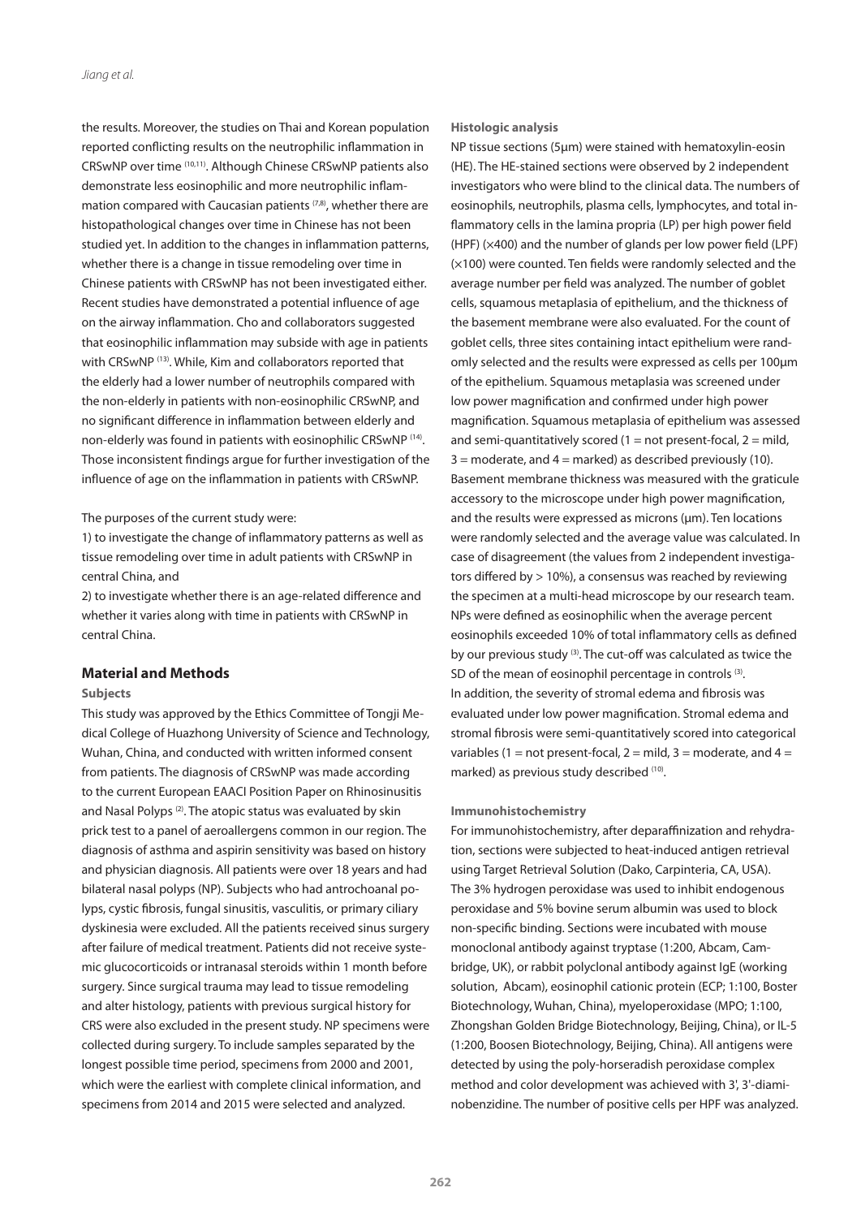the results. Moreover, the studies on Thai and Korean population reported conflicting results on the neutrophilic inflammation in CRSwNP over time [10,11]. Although Chinese CRSwNP patients also demonstrate less eosinophilic and more neutrophilic inflammation compared with Caucasian patients [7,8], whether there are histopathological changes over time in Chinese has not been studied yet. In addition to the changes in inflammation patterns, whether there is a change in tissue remodeling over time in Chinese patients with CRSwNP has not been investigated either. Recent studies have demonstrated a potential influence of age on the airway inflammation. Cho and collaborators suggested that eosinophilic inflammation may subside with age in patients with CRSwNP [13]. While, Kim and collaborators reported that the elderly had a lower number of neutrophils compared with the non-elderly in patients with non-eosinophilic CRSwNP, and no significant difference in inflammation between elderly and non-elderly was found in patients with eosinophilic CRSwNP [14]. Those inconsistent findings argue for further investigation of the influence of age on the inflammation in patients with CRSwNP.

The purposes of the current study were:

1) to investigate the change of inflammatory patterns as well as tissue remodeling over time in adult patients with CRSwNP in central China, and

2) to investigate whether there is an age-related difference and whether it varies along with time in patients with CRSwNP in central China.

## Material and Methods

### Subjects

This study was approved by the Ethics Committee of Tongji Medical College of Huazhong University of Science and Technology, Wuhan, China, and conducted with written informed consent from patients. The diagnosis of CRSwNP was made according to the current European EAACI Position Paper on Rhinosinusitis and Nasal Polyps [2]. The atopic status was evaluated by skin prick test to a panel of aeroallergens common in our region. The diagnosis of asthma and aspirin sensitivity was based on history and physician diagnosis. All patients were over 18 years and had bilateral nasal polyps (NP). Subjects who had antrochoanal polyps, cystic fibrosis, fungal sinusitis, vasculitis, or primary ciliary dyskinesia were excluded. All the patients received sinus surgery after failure of medical treatment. Patients did not receive systemic glucocorticoids or intranasal steroids within 1 month before surgery. Since surgical trauma may lead to tissue remodeling and alter histology, patients with previous surgical history for CRS were also excluded in the present study. NP specimens were collected during surgery. To include samples separated by the longest possible time period, specimens from 2000 and 2001, which were the earliest with complete clinical information, and specimens from 2014 and 2015 were selected and analyzed.

### Histologic analysis

NP tissue sections (5μm) were stained with hematoxylin-eosin (HE). The HE-stained sections were observed by 2 independent investigators who were blind to the clinical data. The numbers of eosinophils, neutrophils, plasma cells, lymphocytes, and total inflammatory cells in the lamina propria (LP) per high power field (HPF) (×400) and the number of glands per low power field (LPF) (×100) were counted. Ten fields were randomly selected and the average number per field was analyzed. The number of goblet cells, squamous metaplasia of epithelium, and the thickness of the basement membrane were also evaluated. For the count of goblet cells, three sites containing intact epithelium were randomly selected and the results were expressed as cells per 100μm of the epithelium. Squamous metaplasia was screened under low power magnification and confirmed under high power magnification. Squamous metaplasia of epithelium was assessed and semi-quantitatively scored (1 = not present-focal, 2 = mild, 3 = moderate, and 4 = marked) as described previously (10). Basement membrane thickness was measured with the graticule accessory to the microscope under high power magnification, and the results were expressed as microns (μm). Ten locations were randomly selected and the average value was calculated. In case of disagreement (the values from 2 independent investigators differed by > 10%), a consensus was reached by reviewing the specimen at a multi-head microscope by our research team. NPs were defined as eosinophilic when the average percent eosinophils exceeded 10% of total inflammatory cells as defined by our previous study [3]. The cut-off was calculated as twice the SD of the mean of eosinophil percentage in controls [3].
In addition, the severity of stromal edema and fibrosis was evaluated under low power magnification. Stromal edema and stromal fibrosis were semi-quantitatively scored into categorical variables (1 = not present-focal, 2 = mild, 3 = moderate, and 4 = marked) as previous study described [10].

### Immunohistochemistry

For immunohistochemistry, after deparaffinization and rehydration, sections were subjected to heat-induced antigen retrieval using Target Retrieval Solution (Dako, Carpinteria, CA, USA). The 3% hydrogen peroxidase was used to inhibit endogenous peroxidase and 5% bovine serum albumin was used to block non-specific binding. Sections were incubated with mouse monoclonal antibody against tryptase (1:200, Abcam, Cambridge, UK), or rabbit polyclonal antibody against IgE (working solution, Abcam), eosinophil cationic protein (ECP; 1:100, Boster Biotechnology, Wuhan, China), myeloperoxidase (MPO; 1:100, Zhongshan Golden Bridge Biotechnology, Beijing, China), or IL-5 (1:200, Boosen Biotechnology, Beijing, China). All antigens were detected by using the poly-horseradish peroxidase complex method and color development was achieved with 3', 3'-diaminobenzidine. The number of positive cells per HPF was analyzed.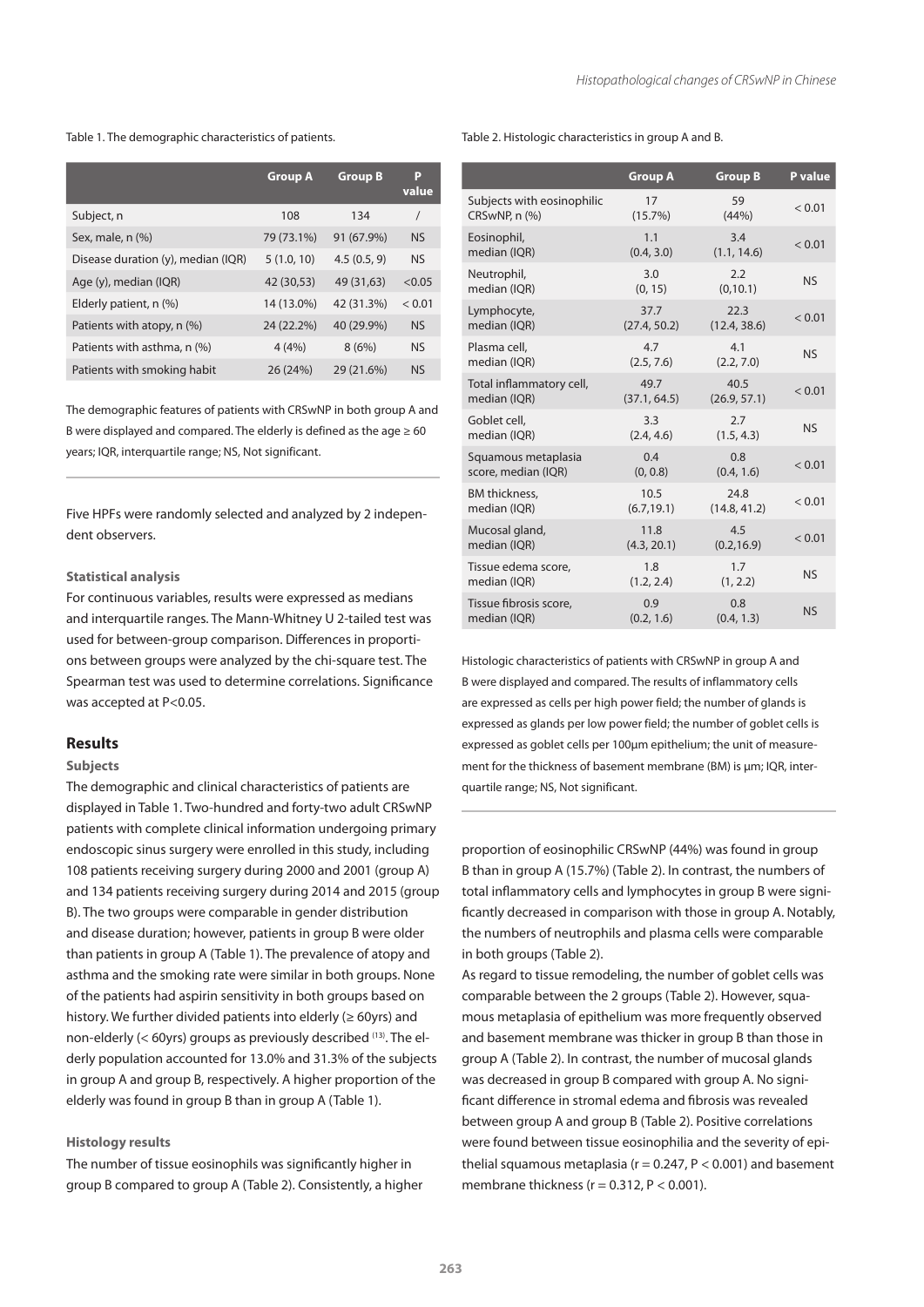Table 1. The demographic characteristics of patients.

| | Group A | Group B | P value |
|---|---|---|---|
| Subject, n | 108 | 134 | / |
| Sex, male, n (%) | 79 (73.1%) | 91 (67.9%) | NS |
| Disease duration (y), median (IQR) | 5 (1.0, 10) | 4.5 (0.5, 9) | NS |
| Age (y), median (IQR) | 42 (30,53) | 49 (31,63) | <0.05 |
| Elderly patient, n (%) | 14 (13.0%) | 42 (31.3%) | < 0.01 |
| Patients with atopy, n (%) | 24 (22.2%) | 40 (29.9%) | NS |
| Patients with asthma, n (%) | 4 (4%) | 8 (6%) | NS |
| Patients with smoking habit | 26 (24%) | 29 (21.6%) | NS |

The demographic features of patients with CRSwNP in both group A and B were displayed and compared. The elderly is defined as the age ≥ 60 years; IQR, interquartile range; NS, Not significant.

Five HPFs were randomly selected and analyzed by 2 independent observers.

### Statistical analysis

For continuous variables, results were expressed as medians and interquartile ranges. The Mann-Whitney U 2-tailed test was used for between-group comparison. Differences in proportions between groups were analyzed by the chi-square test. The Spearman test was used to determine correlations. Significance was accepted at $P<0.05$.

## Results

### Subjects

The demographic and clinical characteristics of patients are displayed in Table 1. Two-hundred and forty-two adult CRSwNP patients with complete clinical information undergoing primary endoscopic sinus surgery were enrolled in this study, including 108 patients receiving surgery during 2000 and 2001 (group A) and 134 patients receiving surgery during 2014 and 2015 (group B). The two groups were comparable in gender distribution and disease duration; however, patients in group B were older than patients in group A (Table 1). The prevalence of atopy and asthma and the smoking rate were similar in both groups. None of the patients had aspirin sensitivity in both groups based on history. We further divided patients into elderly (≥ 60yrs) and non-elderly (< 60yrs) groups as previously described [13]. The elderly population accounted for 13.0% and 31.3% of the subjects in group A and group B, respectively. A higher proportion of the elderly was found in group B than in group A (Table 1).

### Histology results

The number of tissue eosinophils was significantly higher in group B compared to group A (Table 2). Consistently, a higher proportion of eosinophilic CRSwNP (44%) was found in group B than in group A (15.7%) (Table 2). In contrast, the numbers of total inflammatory cells and lymphocytes in group B were significantly decreased in comparison with those in group A. Notably, the numbers of neutrophils and plasma cells were comparable in both groups (Table 2).

As regard to tissue remodeling, the number of goblet cells was comparable between the 2 groups (Table 2). However, squamous metaplasia of epithelium was more frequently observed and basement membrane was thicker in group B than those in group A (Table 2). In contrast, the number of mucosal glands was decreased in group B compared with group A. No significant difference in stromal edema and fibrosis was revealed between group A and group B (Table 2). Positive correlations were found between tissue eosinophilia and the severity of epithelial squamous metaplasia ($r = 0.247$, $P < 0.001$) and basement membrane thickness ($r = 0.312$, $P < 0.001$).

Table 2. Histologic characteristics in group A and B.

| | Group A | Group B | P value |
|---|---|---|---|
| Subjects with eosinophilic CRSwNP, n (%) | 17 (15.7%) | 59 (44%) | < 0.01 |
| Eosinophil, median (IQR) | 1.1 (0.4, 3.0) | 3.4 (1.1, 14.6) | < 0.01 |
| Neutrophil, median (IQR) | 3.0 (0, 15) | 2.2 (0,10.1) | NS |
| Lymphocyte, median (IQR) | 37.7 (27.4, 50.2) | 22.3 (12.4, 38.6) | < 0.01 |
| Plasma cell, median (IQR) | 4.7 (2.5, 7.6) | 4.1 (2.2, 7.0) | NS |
| Total inflammatory cell, median (IQR) | 49.7 (37.1, 64.5) | 40.5 (26.9, 57.1) | < 0.01 |
| Goblet cell, median (IQR) | 3.3 (2.4, 4.6) | 2.7 (1.5, 4.3) | NS |
| Squamous metaplasia score, median (IQR) | 0.4 (0, 0.8) | 0.8 (0.4, 1.6) | < 0.01 |
| BM thickness, median (IQR) | 10.5 (6.7,19.1) | 24.8 (14.8, 41.2) | < 0.01 |
| Mucosal gland, median (IQR) | 11.8 (4.3, 20.1) | 4.5 (0.2,16.9) | < 0.01 |
| Tissue edema score, median (IQR) | 1.8 (1.2, 2.4) | 1.7 (1, 2.2) | NS |
| Tissue fibrosis score, median (IQR) | 0.9 (0.2, 1.6) | 0.8 (0.4, 1.3) | NS |

Histologic characteristics of patients with CRSwNP in group A and B were displayed and compared. The results of inflammatory cells are expressed as cells per high power field; the number of glands is expressed as glands per low power field; the number of goblet cells is expressed as goblet cells per 100μm epithelium; the unit of measurement for the thickness of basement membrane (BM) is μm; IQR, interquartile range; NS, Not significant.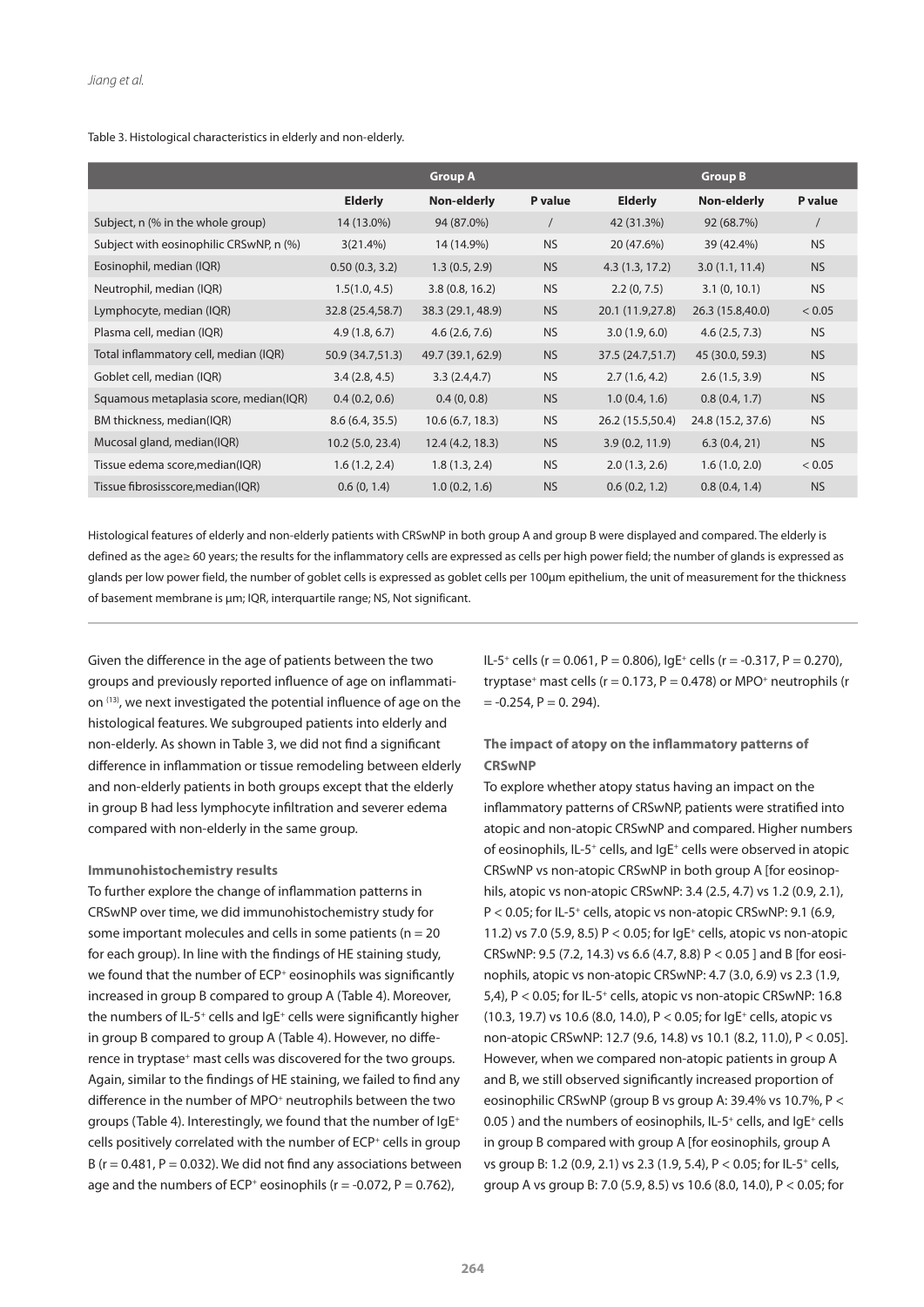Table 3. Histological characteristics in elderly and non-elderly.

| | Group A | | | Group B | | |
|---|---|---|---|---|---|---|
| | **Elderly** | **Non-elderly** | **P value** | **Elderly** | **Non-elderly** | **P value** |
| Subject, n (% in the whole group) | 14 (13.0%) | 94 (87.0%) | / | 42 (31.3%) | 92 (68.7%) | / |
| Subject with eosinophilic CRSwNP, n (%) | 3(21.4%) | 14 (14.9%) | NS | 20 (47.6%) | 39 (42.4%) | NS |
| Eosinophil, median (IQR) | 0.50 (0.3, 3.2) | 1.3 (0.5, 2.9) | NS | 4.3 (1.3, 17.2) | 3.0 (1.1, 11.4) | NS |
| Neutrophil, median (IQR) | 1.5(1.0, 4.5) | 3.8 (0.8, 16.2) | NS | 2.2 (0, 7.5) | 3.1 (0, 10.1) | NS |
| Lymphocyte, median (IQR) | 32.8 (25.4,58.7) | 38.3 (29.1, 48.9) | NS | 20.1 (11.9,27.8) | 26.3 (15.8,40.0) | < 0.05 |
| Plasma cell, median (IQR) | 4.9 (1.8, 6.7) | 4.6 (2.6, 7.6) | NS | 3.0 (1.9, 6.0) | 4.6 (2.5, 7.3) | NS |
| Total inflammatory cell, median (IQR) | 50.9 (34.7,51.3) | 49.7 (39.1, 62.9) | NS | 37.5 (24.7,51.7) | 45 (30.0, 59.3) | NS |
| Goblet cell, median (IQR) | 3.4 (2.8, 4.5) | 3.3 (2.4,4.7) | NS | 2.7 (1.6, 4.2) | 2.6 (1.5, 3.9) | NS |
| Squamous metaplasia score, median(IQR) | 0.4 (0.2, 0.6) | 0.4 (0, 0.8) | NS | 1.0 (0.4, 1.6) | 0.8 (0.4, 1.7) | NS |
| BM thickness, median(IQR) | 8.6 (6.4, 35.5) | 10.6 (6.7, 18.3) | NS | 26.2 (15.5,50.4) | 24.8 (15.2, 37.6) | NS |
| Mucosal gland, median(IQR) | 10.2 (5.0, 23.4) | 12.4 (4.2, 18.3) | NS | 3.9 (0.2, 11.9) | 6.3 (0.4, 21) | NS |
| Tissue edema score,median(IQR) | 1.6 (1.2, 2.4) | 1.8 (1.3, 2.4) | NS | 2.0 (1.3, 2.6) | 1.6 (1.0, 2.0) | < 0.05 |
| Tissue fibrosisscore,median(IQR) | 0.6 (0, 1.4) | 1.0 (0.2, 1.6) | NS | 0.6 (0.2, 1.2) | 0.8 (0.4, 1.4) | NS |

Histological features of elderly and non-elderly patients with CRSwNP in both group A and group B were displayed and compared. The elderly is defined as the age≥ 60 years; the results for the inflammatory cells are expressed as cells per high power field; the number of glands is expressed as glands per low power field, the number of goblet cells is expressed as goblet cells per 100μm epithelium, the unit of measurement for the thickness of basement membrane is μm; IQR, interquartile range; NS, Not significant.

Given the difference in the age of patients between the two groups and previously reported influence of age on inflammation [13], we next investigated the potential influence of age on the histological features. We subgrouped patients into elderly and non-elderly. As shown in Table 3, we did not find a significant difference in inflammation or tissue remodeling between elderly and non-elderly patients in both groups except that the elderly in group B had less lymphocyte infiltration and severer edema compared with non-elderly in the same group.

**Immunohistochemistry results**

To further explore the change of inflammation patterns in CRSwNP over time, we did immunohistochemistry study for some important molecules and cells in some patients ($n = 20$ for each group). In line with the findings of HE staining study, we found that the number of $ECP^+$ eosinophils was significantly increased in group B compared to group A (Table 4). Moreover, the numbers of IL-$5^+$ cells and $IgE^+$ cells were significantly higher in group B compared to group A (Table 4). However, no difference in $tryptase^+$ mast cells was discovered for the two groups. Again, similar to the findings of HE staining, we failed to find any difference in the number of $MPO^+$ neutrophils between the two groups (Table 4). Interestingly, we found that the number of $IgE^+$ cells positively correlated with the number of $ECP^+$ cells in group B ($r = 0.481$, $P = 0.032$). We did not find any associations between age and the numbers of $ECP^+$ eosinophils ($r = -0.072$, $P = 0.762$), IL-$5^+$ cells ($r = 0.061$, $P = 0.806$), $IgE^+$ cells ($r = -0.317$, $P = 0.270$), $tryptase^+$ mast cells ($r = 0.173$, $P = 0.478$) or $MPO^+$ neutrophils ($r = -0.254$, $P = 0.294$).

**The impact of atopy on the inflammatory patterns of CRSwNP**

To explore whether atopy status having an impact on the inflammatory patterns of CRSwNP, patients were stratified into atopic and non-atopic CRSwNP and compared. Higher numbers of eosinophils, IL-$5^+$ cells, and $IgE^+$ cells were observed in atopic CRSwNP vs non-atopic CRSwNP in both group A [for eosinophils, atopic vs non-atopic CRSwNP: 3.4 (2.5, 4.7) vs 1.2 (0.9, 2.1), $P < 0.05$; for IL-$5^+$ cells, atopic vs non-atopic CRSwNP: 9.1 (6.9, 11.2) vs 7.0 (5.9, 8.5) $P < 0.05$; for $IgE^+$ cells, atopic vs non-atopic CRSwNP: 9.5 (7.2, 14.3) vs 6.6 (4.7, 8.8) $P < 0.05$ ] and B [for eosinophils, atopic vs non-atopic CRSwNP: 4.7 (3.0, 6.9) vs 2.3 (1.9, 5,4), $P < 0.05$; for IL-$5^+$ cells, atopic vs non-atopic CRSwNP: 16.8 (10.3, 19.7) vs 10.6 (8.0, 14.0), $P < 0.05$; for $IgE^+$ cells, atopic vs non-atopic CRSwNP: 12.7 (9.6, 14.8) vs 10.1 (8.2, 11.0), $P < 0.05$]. However, when we compared non-atopic patients in group A and B, we still observed significantly increased proportion of eosinophilic CRSwNP (group B vs group A: 39.4% vs 10.7%, $P < 0.05$ ) and the numbers of eosinophils, IL-$5^+$ cells, and $IgE^+$ cells in group B compared with group A [for eosinophils, group A vs group B: 1.2 (0.9, 2.1) vs 2.3 (1.9, 5.4), $P < 0.05$; for IL-$5^+$ cells, group A vs group B: 7.0 (5.9, 8.5) vs 10.6 (8.0, 14.0), $P < 0.05$; for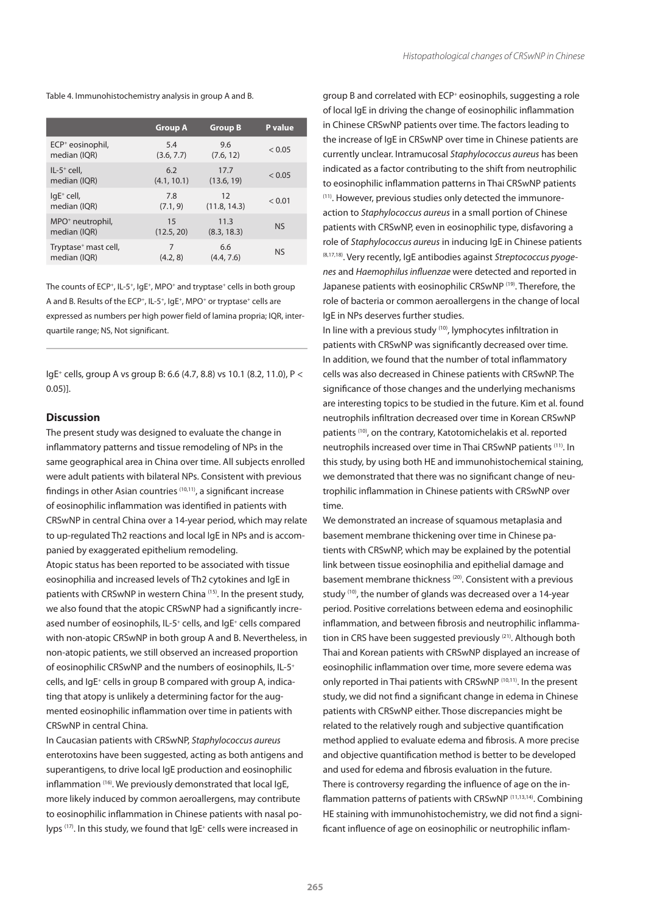Table 4. Immunohistochemistry analysis in group A and B.

| | Group A | Group B | P value |
|---|---|---|---|
| $ECP^+$ eosinophil, median (IQR) | 5.4 (3.6, 7.7) | 9.6 (7.6, 12) | < 0.05 |
| $IL\text{-}5^+$ cell, median (IQR) | 6.2 (4.1, 10.1) | 17.7 (13.6, 19) | < 0.05 |
| $IgE^+$ cell, median (IQR) | 7.8 (7.1, 9) | 12 (11.8, 14.3) | < 0.01 |
| $MPO^+$ neutrophil, median (IQR) | 15 (12.5, 20) | 11.3 (8.3, 18.3) | NS |
| $Tryptase^+$ mast cell, median (IQR) | 7 (4.2, 8) | 6.6 (4.4, 7.6) | NS |

The counts of $ECP^+$, $IL\text{-}5^+$, $IgE^+$, $MPO^+$ and $tryptase^+$ cells in both group A and B. Results of the $ECP^+$, $IL\text{-}5^+$, $IgE^+$, $MPO^+$ or $tryptase^+$ cells are expressed as numbers per high power field of lamina propria; IQR, interquartile range; NS, Not significant.

$IgE^+$ cells, group A vs group B: 6.6 (4.7, 8.8) vs 10.1 (8.2, 11.0), $P < 0.05$)].

## Discussion

The present study was designed to evaluate the change in inflammatory patterns and tissue remodeling of NPs in the same geographical area in China over time. All subjects enrolled were adult patients with bilateral NPs. Consistent with previous findings in other Asian countries [10,11], a significant increase of eosinophilic inflammation was identified in patients with CRSwNP in central China over a 14-year period, which may relate to up-regulated Th2 reactions and local IgE in NPs and is accompanied by exaggerated epithelium remodeling.

Atopic status has been reported to be associated with tissue eosinophilia and increased levels of Th2 cytokines and IgE in patients with CRSwNP in western China [15]. In the present study, we also found that the atopic CRSwNP had a significantly increased number of eosinophils, $IL\text{-}5^+$ cells, and $IgE^+$ cells compared with non-atopic CRSwNP in both group A and B. Nevertheless, in non-atopic patients, we still observed an increased proportion of eosinophilic CRSwNP and the numbers of eosinophils, $IL\text{-}5^+$ cells, and $IgE^+$ cells in group B compared with group A, indicating that atopy is unlikely a determining factor for the augmented eosinophilic inflammation over time in patients with CRSwNP in central China.

In Caucasian patients with CRSwNP, *Staphylococcus aureus* enterotoxins have been suggested, acting as both antigens and superantigens, to drive local IgE production and eosinophilic inflammation [16]. We previously demonstrated that local IgE, more likely induced by common aeroallergens, may contribute to eosinophilic inflammation in Chinese patients with nasal polyps [17]. In this study, we found that $IgE^+$ cells were increased in group B and correlated with $ECP^+$ eosinophils, suggesting a role of local IgE in driving the change of eosinophilic inflammation in Chinese CRSwNP patients over time. The factors leading to the increase of IgE in CRSwNP over time in Chinese patients are currently unclear. Intramucosal *Staphylococcus aureus* has been indicated as a factor contributing to the shift from neutrophilic to eosinophilic inflammation patterns in Thai CRSwNP patients [11]. However, previous studies only detected the immunoreaction to *Staphylococcus aureus* in a small portion of Chinese patients with CRSwNP, even in eosinophilic type, disfavoring a role of *Staphylococcus aureus* in inducing IgE in Chinese patients [8,17,18]. Very recently, IgE antibodies against *Streptococcus pyogenes* and *Haemophilus influenzae* were detected and reported in Japanese patients with eosinophilic CRSwNP [19]. Therefore, the role of bacteria or common aeroallergens in the change of local IgE in NPs deserves further studies.

In line with a previous study [10], lymphocytes infiltration in patients with CRSwNP was significantly decreased over time. In addition, we found that the number of total inflammatory cells was also decreased in Chinese patients with CRSwNP. The significance of those changes and the underlying mechanisms are interesting topics to be studied in the future. Kim et al. found neutrophils infiltration decreased over time in Korean CRSwNP patients [10], on the contrary, Katotomichelakis et al. reported neutrophils increased over time in Thai CRSwNP patients [11]. In this study, by using both HE and immunohistochemical staining, we demonstrated that there was no significant change of neutrophilic inflammation in Chinese patients with CRSwNP over time.

We demonstrated an increase of squamous metaplasia and basement membrane thickening over time in Chinese patients with CRSwNP, which may be explained by the potential link between tissue eosinophilia and epithelial damage and basement membrane thickness [20]. Consistent with a previous study [10], the number of glands was decreased over a 14-year period. Positive correlations between edema and eosinophilic inflammation, and between fibrosis and neutrophilic inflammation in CRS have been suggested previously [21]. Although both Thai and Korean patients with CRSwNP displayed an increase of eosinophilic inflammation over time, more severe edema was only reported in Thai patients with CRSwNP [10,11]. In the present study, we did not find a significant change in edema in Chinese patients with CRSwNP either. Those discrepancies might be related to the relatively rough and subjective quantification method applied to evaluate edema and fibrosis. A more precise and objective quantification method is better to be developed and used for edema and fibrosis evaluation in the future.

There is controversy regarding the influence of age on the inflammation patterns of patients with CRSwNP [11,13,14]. Combining HE staining with immunohistochemistry, we did not find a significant influence of age on eosinophilic or neutrophilic inflam-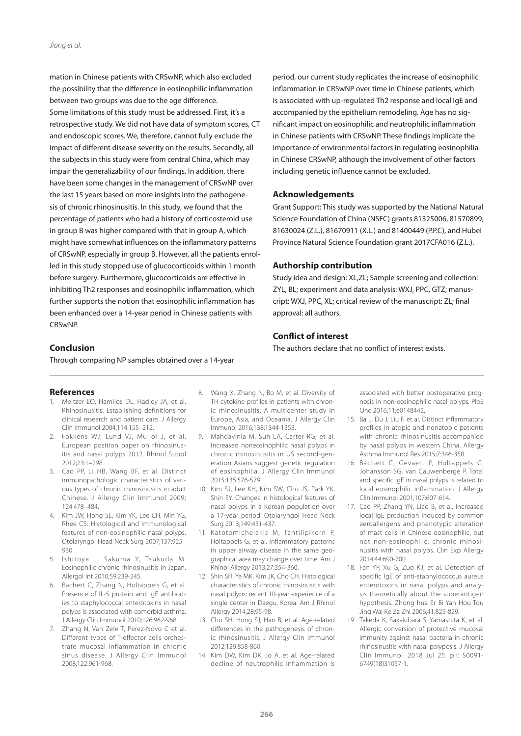mation in Chinese patients with CRSwNP, which also excluded the possibility that the difference in eosinophilic inflammation between two groups was due to the age difference.

Some limitations of this study must be addressed. First, it's a retrospective study. We did not have data of symptom scores, CT and endoscopic scores. We, therefore, cannot fully exclude the impact of different disease severity on the results. Secondly, all the subjects in this study were from central China, which may impair the generalizability of our findings. In addition, there have been some changes in the management of CRSwNP over the last 15 years based on more insights into the pathogenesis of chronic rhinosinusitis. In this study, we found that the percentage of patients who had a history of corticosteroid use in group B was higher compared with that in group A, which might have somewhat influences on the inflammatory patterns of CRSwNP, especially in group B. However, all the patients enrolled in this study stopped use of glucocorticoids within 1 month before surgery. Furthermore, glucocorticoids are effective in inhibiting Th2 responses and eosinophilic inflammation, which further supports the notion that eosinophilic inflammation has been enhanced over a 14-year period in Chinese patients with CRSwNP.

## Conclusion

Through comparing NP samples obtained over a 14-year period, our current study replicates the increase of eosinophilic inflammation in CRSwNP over time in Chinese patients, which is associated with up-regulated Th2 response and local IgE and accompanied by the epithelium remodeling. Age has no significant impact on eosinophilic and neutrophilic inflammation in Chinese patients with CRSwNP. These findings implicate the importance of environmental factors in regulating eosinophilia in Chinese CRSwNP, although the involvement of other factors including genetic influence cannot be excluded.

## Acknowledgements

Grant Support: This study was supported by the National Natural Science Foundation of China (NSFC) grants 81325006, 81570899, 81630024 (Z.L.), 81670911 (X.L.) and 81400449 (P.P.C), and Hubei Province Natural Science Foundation grant 2017CFA016 (Z.L.).

## Authorship contribution

Study idea and design: XL,ZL; Sample screening and collection: ZYL, BL; experiment and data analysis: WXJ, PPC, GTZ; manuscript: WXJ, PPC, XL; critical review of the manuscript: ZL; final approval: all authors.

## Conflict of interest

The authors declare that no conflict of interest exists.

## References

1. Meltzer EO, Hamilos DL, Hadley JA, et al. Rhinosinusitis: Establishing definitions for clinical research and patient care. J Allergy Clin Immunol 2004;114:155–212.
2. Fokkens WJ, Lund VJ, Mullol J, et al. European position paper on rhinosinusitis and nasal polyps 2012. Rhinol Suppl 2012;23:1–298.
3. Cao PP, Li HB, Wang BF, et al. Distinct immunopathologic characteristics of various types of chronic rhinosinusitis in adult Chinese. J Allergy Clin Immunol 2009; 124:478–484.
4. Kim JW, Hong SL, Kim YK, Lee CH, Min YG, Rhee CS. Histological and immunological features of non-eosinophilic nasal polyps. Otolaryngol Head Neck Surg 2007;137:925–930.
5. Ishitoya J, Sakuma Y, Tsukuda M. Eosinophilic chronic rhinosinusitis in Japan. Allergol Int 2010;59:239-245.
6. Bachert C, Zhang N, Holtappels G, et al. Presence of IL-5 protein and IgE antibodies to staphylococcal enterotoxins in nasal polyps is associated with comorbid asthma. J Allergy Clin Immunol 2010;126:962-968.
7. Zhang N, Van Zele T, Perez-Novo C et al. Different types of T-effector cells orchestrate mucosal inflammation in chronic sinus disease. J Allergy Clin Immunol 2008;122:961-968.
8. Wang X, Zhang N, Bo M, et al. Diversity of TH cytokine profiles in patients with chronic rhinosinusitis: A multicenter study in Europe, Asia, and Oceania. J Allergy Clin Immunol 2016;138:1344-1353.
9. Mahdavinia M, Suh LA, Carter RG, et al. Increased noneosinophilic nasal polyps in chronic rhinosinusitis in US second-generation Asians suggest genetic regulation of eosinophilia. J Allergy Clin Immunol 2015;135:576-579.
10. Kim SJ, Lee KH, Kim SW, Cho JS, Park YK, Shin SY. Changes in histological features of nasal polyps in a Korean population over a 17-year period. Otolaryngol Head Neck Surg 2013;149:431-437.
11. Katotomichelakis M, Tantilipikorn P, Holtappels G, et al. Inflammatory patterns in upper airway disease in the same geographical area may change over time. Am J Rhinol Allergy 2013;27:354-360.
12. Shin SH, Ye MK, Kim JK, Cho CH. Histological characteristics of chronic rhinosinusitis with nasal polyps: recent 10-year experience of a single center in Daegu, Korea. Am J Rhinol Allergy 2014;28:95-98.
13. Cho SH, Hong SJ, Han B, et al. Age-related differences in the pathogenesis of chronic rhinosinusitis. J Allergy Clin Immunol 2012;129:858-860.
14. Kim DW, Kim DK, Jo A, et al. Age-related decline of neutrophilic inflammation is associated with better postoperative prognosis in non-eosinophilic nasal polyps. PloS One 2016;11:e0148442.
15. Ba L, Du J, Liu F, et al. Distinct inflammatory profiles in atopic and nonatopic patients with chronic rhinosinusitis accompanied by nasal polyps in western China. Allergy Asthma Immunol Res 2015;7:346-358.
16. Bachert C, Gevaert P, Holtappels G, Johansson SG, van Cauwenberge P. Total and specific IgE in nasal polyps is related to local eosinophilic inflammation. J Allergy Clin Immunol 2001;107:607-614.
17. Cao PP, Zhang YN, Liao B, et al. Increased local IgE production induced by common aeroallergens and phenotypic alteration of mast cells in Chinese eosinophilic, but not non-eosinophilic, chronic rhinosinusitis with nasal polyps. Clin Exp Allergy 2014;44:690-700.
18. Fan YP, Xu G, Zuo KJ, et al. Detection of specific IgE of anti-staphylococcus aureus enterotoxins in nasal polyps and analysis theoretically about the superantigen hypothesis. Zhong hua Er Bi Yan Hou Tou Jing Wai Ke Za Zhi 2006;41:825-829.
19. Takeda K, Sakakibara S, Yamashita K, et al. Allergic conversion of protective mucosal immunity against nasal bacteria in chronic rhinosinusitis with nasal polyposis. J Allergy Clin Immunol. 2018 Jul 25. pii: S0091-6749(18)31057-1.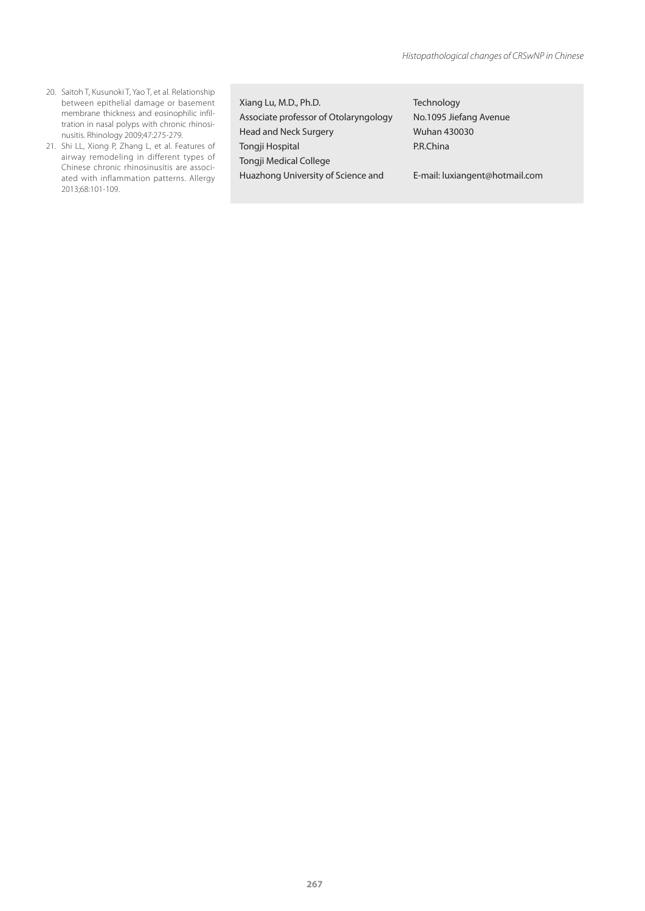20. Saitoh T, Kusunoki T, Yao T, et al. Relationship between epithelial damage or basement membrane thickness and eosinophilic infiltration in nasal polyps with chronic rhinosinusitis. Rhinology 2009;47:275-279.
21. Shi LL, Xiong P, Zhang L, et al. Features of airway remodeling in different types of Chinese chronic rhinosinusitis are associated with inflammation patterns. Allergy 2013;68:101-109.

Xiang Lu, M.D., Ph.D.
Associate professor of Otolaryngology
Head and Neck Surgery
Tongji Hospital
Tongji Medical College
Huazhong University of Science and Technology
No.1095 Jiefang Avenue
Wuhan 430030
P.R.China

E-mail: luxiangent@hotmail.com